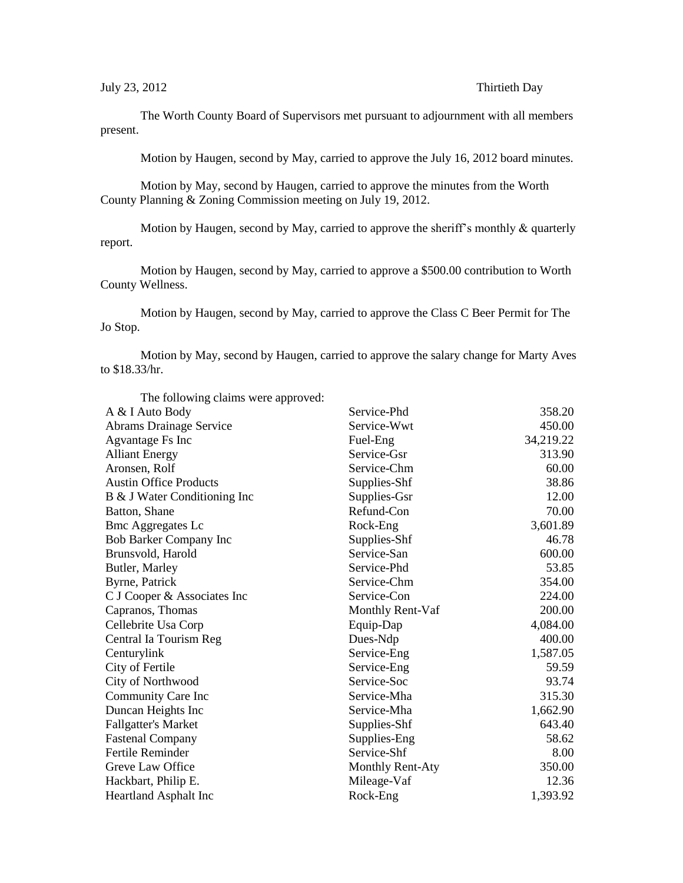July 23, 2012 Thirtieth Day

The Worth County Board of Supervisors met pursuant to adjournment with all members present.

Motion by Haugen, second by May, carried to approve the July 16, 2012 board minutes.

Motion by May, second by Haugen, carried to approve the minutes from the Worth County Planning & Zoning Commission meeting on July 19, 2012.

Motion by Haugen, second by May, carried to approve the sheriff's monthly & quarterly report.

Motion by Haugen, second by May, carried to approve a $500.00 contribution to Worth County Wellness.

Motion by Haugen, second by May, carried to approve the Class C Beer Permit for The Jo Stop.

Motion by May, second by Haugen, carried to approve the salary change for Marty Aves to $18.33/hr.

The following claims were approved:

| | | |
|---|---|---|
| A & I Auto Body | Service-Phd | 358.20 |
| Abrams Drainage Service | Service-Wwt | 450.00 |
| Agvantage Fs Inc | Fuel-Eng | 34,219.22 |
| Alliant Energy | Service-Gsr | 313.90 |
| Aronsen, Rolf | Service-Chm | 60.00 |
| Austin Office Products | Supplies-Shf | 38.86 |
| B & J Water Conditioning Inc | Supplies-Gsr | 12.00 |
| Batton, Shane | Refund-Con | 70.00 |
| Bmc Aggregates Lc | Rock-Eng | 3,601.89 |
| Bob Barker Company Inc | Supplies-Shf | 46.78 |
| Brunsvold, Harold | Service-San | 600.00 |
| Butler, Marley | Service-Phd | 53.85 |
| Byrne, Patrick | Service-Chm | 354.00 |
| C J Cooper & Associates Inc | Service-Con | 224.00 |
| Capranos, Thomas | Monthly Rent-Vaf | 200.00 |
| Cellebrite Usa Corp | Equip-Dap | 4,084.00 |
| Central Ia Tourism Reg | Dues-Ndp | 400.00 |
| Centurylink | Service-Eng | 1,587.05 |
| City of Fertile | Service-Eng | 59.59 |
| City of Northwood | Service-Soc | 93.74 |
| Community Care Inc | Service-Mha | 315.30 |
| Duncan Heights Inc | Service-Mha | 1,662.90 |
| Fallgatter's Market | Supplies-Shf | 643.40 |
| Fastenal Company | Supplies-Eng | 58.62 |
| Fertile Reminder | Service-Shf | 8.00 |
| Greve Law Office | Monthly Rent-Aty | 350.00 |
| Hackbart, Philip E. | Mileage-Vaf | 12.36 |
| Heartland Asphalt Inc | Rock-Eng | 1,393.92 |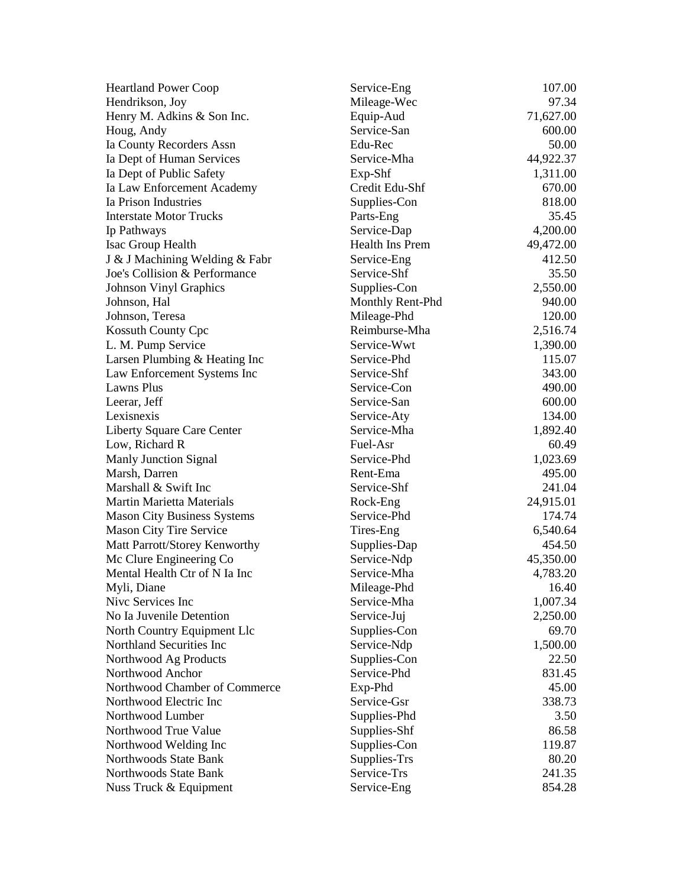| | | |
|---|---|---|
| Heartland Power Coop | Service-Eng | 107.00 |
| Hendrikson, Joy | Mileage-Wec | 97.34 |
| Henry M. Adkins & Son Inc. | Equip-Aud | 71,627.00 |
| Houg, Andy | Service-San | 600.00 |
| Ia County Recorders Assn | Edu-Rec | 50.00 |
| Ia Dept of Human Services | Service-Mha | 44,922.37 |
| Ia Dept of Public Safety | Exp-Shf | 1,311.00 |
| Ia Law Enforcement Academy | Credit Edu-Shf | 670.00 |
| Ia Prison Industries | Supplies-Con | 818.00 |
| Interstate Motor Trucks | Parts-Eng | 35.45 |
| Ip Pathways | Service-Dap | 4,200.00 |
| Isac Group Health | Health Ins Prem | 49,472.00 |
| J & J Machining Welding & Fabr | Service-Eng | 412.50 |
| Joe's Collision & Performance | Service-Shf | 35.50 |
| Johnson Vinyl Graphics | Supplies-Con | 2,550.00 |
| Johnson, Hal | Monthly Rent-Phd | 940.00 |
| Johnson, Teresa | Mileage-Phd | 120.00 |
| Kossuth County Cpc | Reimburse-Mha | 2,516.74 |
| L. M. Pump Service | Service-Wwt | 1,390.00 |
| Larsen Plumbing & Heating Inc | Service-Phd | 115.07 |
| Law Enforcement Systems Inc | Service-Shf | 343.00 |
| Lawns Plus | Service-Con | 490.00 |
| Leerar, Jeff | Service-San | 600.00 |
| Lexisnexis | Service-Aty | 134.00 |
| Liberty Square Care Center | Service-Mha | 1,892.40 |
| Low, Richard R | Fuel-Asr | 60.49 |
| Manly Junction Signal | Service-Phd | 1,023.69 |
| Marsh, Darren | Rent-Ema | 495.00 |
| Marshall & Swift Inc | Service-Shf | 241.04 |
| Martin Marietta Materials | Rock-Eng | 24,915.01 |
| Mason City Business Systems | Service-Phd | 174.74 |
| Mason City Tire Service | Tires-Eng | 6,540.64 |
| Matt Parrott/Storey Kenworthy | Supplies-Dap | 454.50 |
| Mc Clure Engineering Co | Service-Ndp | 45,350.00 |
| Mental Health Ctr of N Ia Inc | Service-Mha | 4,783.20 |
| Myli, Diane | Mileage-Phd | 16.40 |
| Nivc Services Inc | Service-Mha | 1,007.34 |
| No Ia Juvenile Detention | Service-Juj | 2,250.00 |
| North Country Equipment Llc | Supplies-Con | 69.70 |
| Northland Securities Inc | Service-Ndp | 1,500.00 |
| Northwood Ag Products | Supplies-Con | 22.50 |
| Northwood Anchor | Service-Phd | 831.45 |
| Northwood Chamber of Commerce | Exp-Phd | 45.00 |
| Northwood Electric Inc | Service-Gsr | 338.73 |
| Northwood Lumber | Supplies-Phd | 3.50 |
| Northwood True Value | Supplies-Shf | 86.58 |
| Northwood Welding Inc | Supplies-Con | 119.87 |
| Northwoods State Bank | Supplies-Trs | 80.20 |
| Northwoods State Bank | Service-Trs | 241.35 |
| Nuss Truck & Equipment | Service-Eng | 854.28 |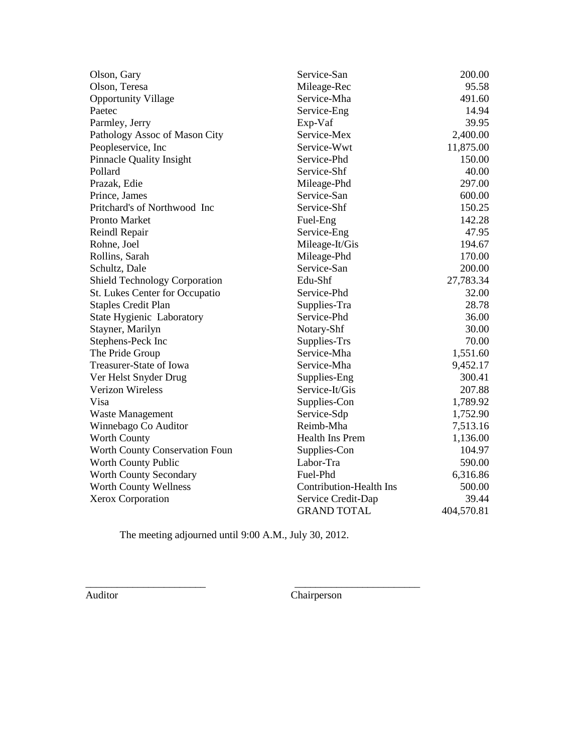| | | |
|---|---|---|
| Olson, Gary | Service-San | 200.00 |
| Olson, Teresa | Mileage-Rec | 95.58 |
| Opportunity Village | Service-Mha | 491.60 |
| Paetec | Service-Eng | 14.94 |
| Parmley, Jerry | Exp-Vaf | 39.95 |
| Pathology Assoc of Mason City | Service-Mex | 2,400.00 |
| Peopleservice, Inc | Service-Wwt | 11,875.00 |
| Pinnacle Quality Insight | Service-Phd | 150.00 |
| Pollard | Service-Shf | 40.00 |
| Prazak, Edie | Mileage-Phd | 297.00 |
| Prince, James | Service-San | 600.00 |
| Pritchard's of Northwood Inc | Service-Shf | 150.25 |
| Pronto Market | Fuel-Eng | 142.28 |
| Reindl Repair | Service-Eng | 47.95 |
| Rohne, Joel | Mileage-It/Gis | 194.67 |
| Rollins, Sarah | Mileage-Phd | 170.00 |
| Schultz, Dale | Service-San | 200.00 |
| Shield Technology Corporation | Edu-Shf | 27,783.34 |
| St. Lukes Center for Occupatio | Service-Phd | 32.00 |
| Staples Credit Plan | Supplies-Tra | 28.78 |
| State Hygienic Laboratory | Service-Phd | 36.00 |
| Stayner, Marilyn | Notary-Shf | 30.00 |
| Stephens-Peck Inc | Supplies-Trs | 70.00 |
| The Pride Group | Service-Mha | 1,551.60 |
| Treasurer-State of Iowa | Service-Mha | 9,452.17 |
| Ver Helst Snyder Drug | Supplies-Eng | 300.41 |
| Verizon Wireless | Service-It/Gis | 207.88 |
| Visa | Supplies-Con | 1,789.92 |
| Waste Management | Service-Sdp | 1,752.90 |
| Winnebago Co Auditor | Reimb-Mha | 7,513.16 |
| Worth County | Health Ins Prem | 1,136.00 |
| Worth County Conservation Foun | Supplies-Con | 104.97 |
| Worth County Public | Labor-Tra | 590.00 |
| Worth County Secondary | Fuel-Phd | 6,316.86 |
| Worth County Wellness | Contribution-Health Ins | 500.00 |
| Xerox Corporation | Service Credit-Dap | 39.44 |
| | GRAND TOTAL | 404,570.81 |

The meeting adjourned until 9:00 A.M., July 30, 2012.

_______________________          _______________________

Auditor          Chairperson